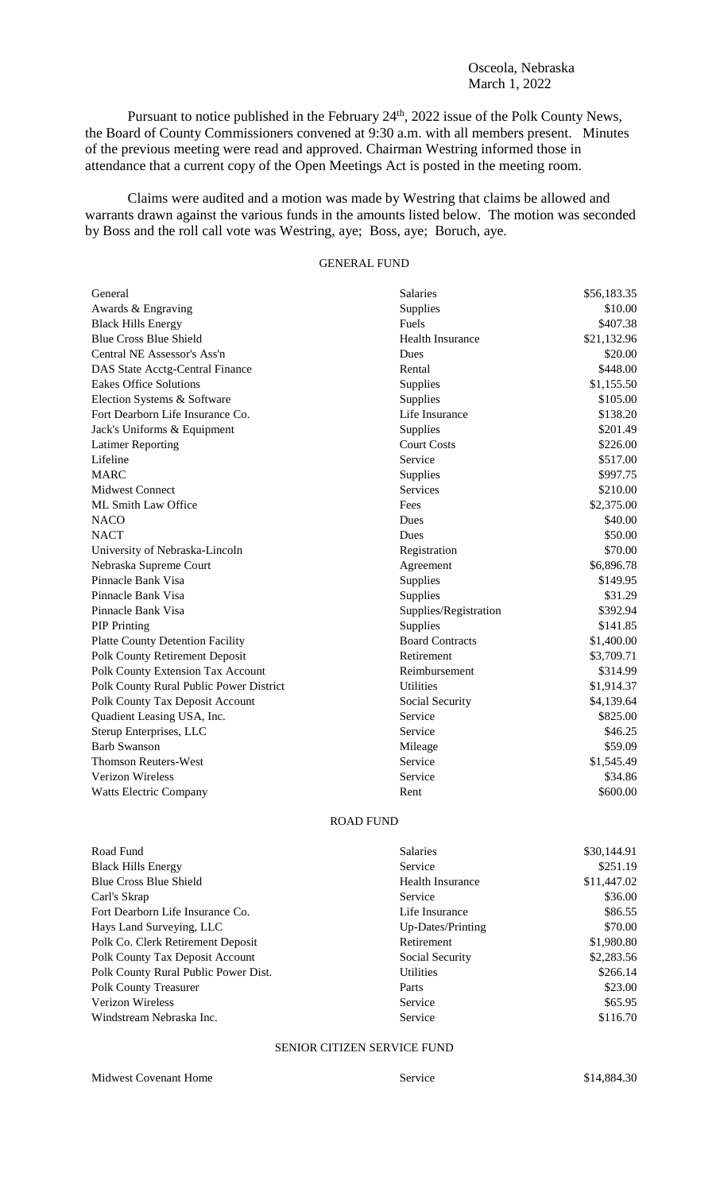Osceola, Nebraska
March 1, 2022

Pursuant to notice published in the February 24th, 2022 issue of the Polk County News, the Board of County Commissioners convened at 9:30 a.m. with all members present. Minutes of the previous meeting were read and approved. Chairman Westring informed those in attendance that a current copy of the Open Meetings Act is posted in the meeting room.

Claims were audited and a motion was made by Westring that claims be allowed and warrants drawn against the various funds in the amounts listed below. The motion was seconded by Boss and the roll call vote was Westring, aye; Boss, aye; Boruch, aye.

## GENERAL FUND

| | | |
|---|---|---|
| General | Salaries | $56,183.35 |
| Awards & Engraving | Supplies | $10.00 |
| Black Hills Energy | Fuels | $407.38 |
| Blue Cross Blue Shield | Health Insurance | $21,132.96 |
| Central NE Assessor's Ass'n | Dues | $20.00 |
| DAS State Acctg-Central Finance | Rental | $448.00 |
| Eakes Office Solutions | Supplies | $1,155.50 |
| Election Systems & Software | Supplies | $105.00 |
| Fort Dearborn Life Insurance Co. | Life Insurance | $138.20 |
| Jack's Uniforms & Equipment | Supplies | $201.49 |
| Latimer Reporting | Court Costs | $226.00 |
| Lifeline | Service | $517.00 |
| MARC | Supplies | $997.75 |
| Midwest Connect | Services | $210.00 |
| ML Smith Law Office | Fees | $2,375.00 |
| NACO | Dues | $40.00 |
| NACT | Dues | $50.00 |
| University of Nebraska-Lincoln | Registration | $70.00 |
| Nebraska Supreme Court | Agreement | $6,896.78 |
| Pinnacle Bank Visa | Supplies | $149.95 |
| Pinnacle Bank Visa | Supplies | $31.29 |
| Pinnacle Bank Visa | Supplies/Registration | $392.94 |
| PIP Printing | Supplies | $141.85 |
| Platte County Detention Facility | Board Contracts | $1,400.00 |
| Polk County Retirement Deposit | Retirement | $3,709.71 |
| Polk County Extension Tax Account | Reimbursement | $314.99 |
| Polk County Rural Public Power District | Utilities | $1,914.37 |
| Polk County Tax Deposit Account | Social Security | $4,139.64 |
| Quadient Leasing USA, Inc. | Service | $825.00 |
| Sterup Enterprises, LLC | Service | $46.25 |
| Barb Swanson | Mileage | $59.09 |
| Thomson Reuters-West | Service | $1,545.49 |
| Verizon Wireless | Service | $34.86 |
| Watts Electric Company | Rent | $600.00 |

## ROAD FUND

| | | |
|---|---|---|
| Road Fund | Salaries | $30,144.91 |
| Black Hills Energy | Service | $251.19 |
| Blue Cross Blue Shield | Health Insurance | $11,447.02 |
| Carl's Skrap | Service | $36.00 |
| Fort Dearborn Life Insurance Co. | Life Insurance | $86.55 |
| Hays Land Surveying, LLC | Up-Dates/Printing | $70.00 |
| Polk Co. Clerk Retirement Deposit | Retirement | $1,980.80 |
| Polk County Tax Deposit Account | Social Security | $2,283.56 |
| Polk County Rural Public Power Dist. | Utilities | $266.14 |
| Polk County Treasurer | Parts | $23.00 |
| Verizon Wireless | Service | $65.95 |
| Windstream Nebraska Inc. | Service | $116.70 |

## SENIOR CITIZEN SERVICE FUND

| | | |
|---|---|---|
| Midwest Covenant Home | Service | $14,884.30 |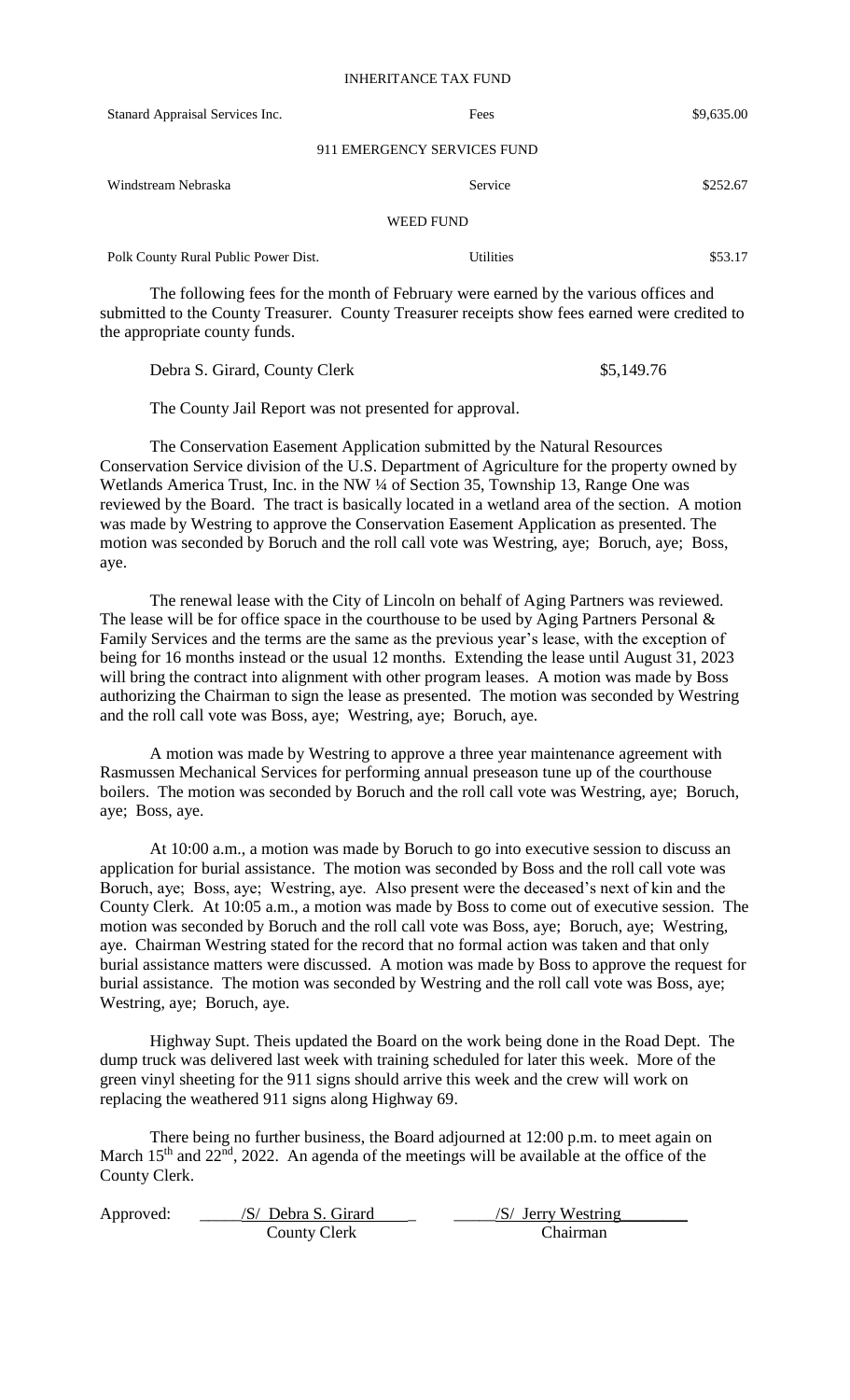INHERITANCE TAX FUND

| | | |
|---|---|---|
| Stanard Appraisal Services Inc. | Fees | $9,635.00 |

911 EMERGENCY SERVICES FUND

| | | |
|---|---|---|
| Windstream Nebraska | Service | $252.67 |

WEED FUND

| | | |
|---|---|---|
| Polk County Rural Public Power Dist. | Utilities | $53.17 |

The following fees for the month of February were earned by the various offices and submitted to the County Treasurer. County Treasurer receipts show fees earned were credited to the appropriate county funds.

| | |
|---|---|
| Debra S. Girard, County Clerk | $5,149.76 |

The County Jail Report was not presented for approval.

The Conservation Easement Application submitted by the Natural Resources Conservation Service division of the U.S. Department of Agriculture for the property owned by Wetlands America Trust, Inc. in the NW ¼ of Section 35, Township 13, Range One was reviewed by the Board. The tract is basically located in a wetland area of the section. A motion was made by Westring to approve the Conservation Easement Application as presented. The motion was seconded by Boruch and the roll call vote was Westring, aye; Boruch, aye; Boss, aye.

The renewal lease with the City of Lincoln on behalf of Aging Partners was reviewed. The lease will be for office space in the courthouse to be used by Aging Partners Personal & Family Services and the terms are the same as the previous year's lease, with the exception of being for 16 months instead or the usual 12 months. Extending the lease until August 31, 2023 will bring the contract into alignment with other program leases. A motion was made by Boss authorizing the Chairman to sign the lease as presented. The motion was seconded by Westring and the roll call vote was Boss, aye; Westring, aye; Boruch, aye.

A motion was made by Westring to approve a three year maintenance agreement with Rasmussen Mechanical Services for performing annual preseason tune up of the courthouse boilers. The motion was seconded by Boruch and the roll call vote was Westring, aye; Boruch, aye; Boss, aye.

At 10:00 a.m., a motion was made by Boruch to go into executive session to discuss an application for burial assistance. The motion was seconded by Boss and the roll call vote was Boruch, aye; Boss, aye; Westring, aye. Also present were the deceased's next of kin and the County Clerk. At 10:05 a.m., a motion was made by Boss to come out of executive session. The motion was seconded by Boruch and the roll call vote was Boss, aye; Boruch, aye; Westring, aye. Chairman Westring stated for the record that no formal action was taken and that only burial assistance matters were discussed. A motion was made by Boss to approve the request for burial assistance. The motion was seconded by Westring and the roll call vote was Boss, aye; Westring, aye; Boruch, aye.

Highway Supt. Theis updated the Board on the work being done in the Road Dept. The dump truck was delivered last week with training scheduled for later this week. More of the green vinyl sheeting for the 911 signs should arrive this week and the crew will work on replacing the weathered 911 signs along Highway 69.

There being no further business, the Board adjourned at 12:00 p.m. to meet again on March 15th and 22nd, 2022. An agenda of the meetings will be available at the office of the County Clerk.

Approved: /S/ Debra S. Girard — County Clerk

/S/ Jerry Westring — Chairman